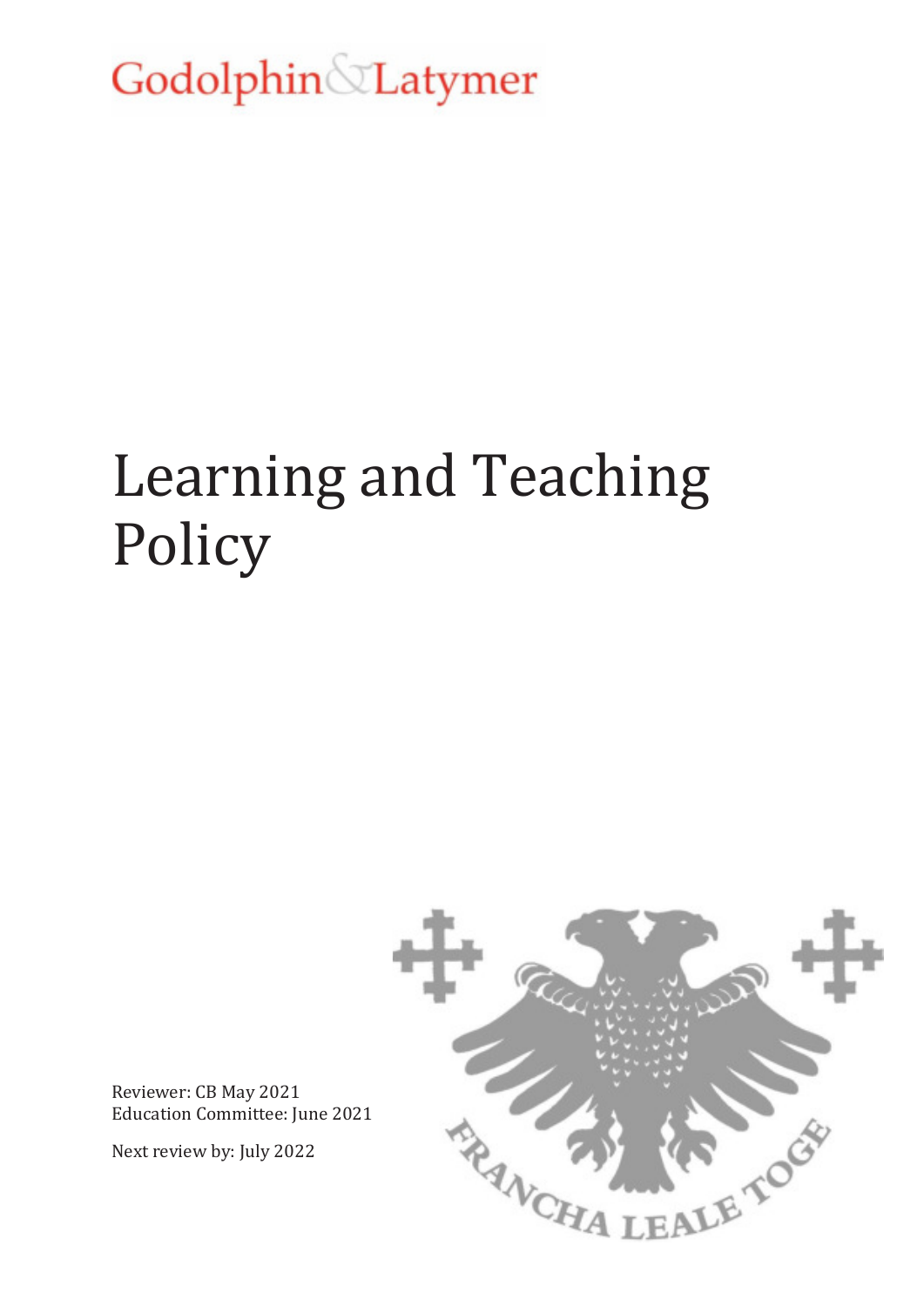Godolphin & Latymer

# Learning and Teaching Policy

Reviewer: CB May 2021
Education Committee: June 2021

Next review by: July 2022

FRANCHA LEALE TOGE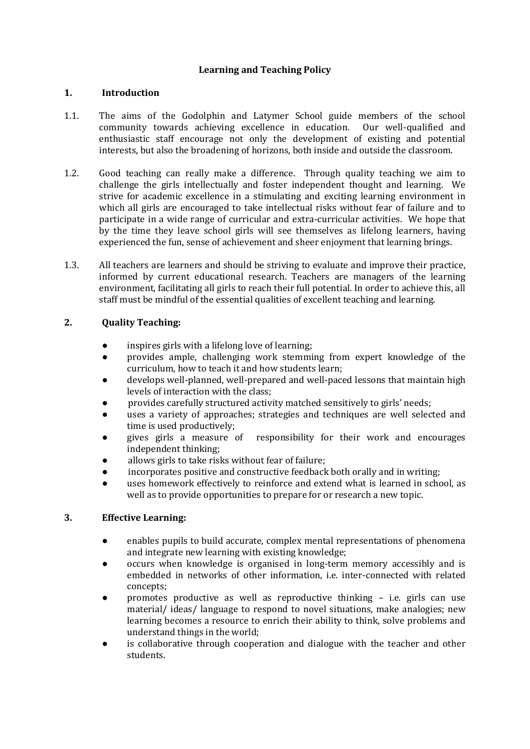# Learning and Teaching Policy

## 1. Introduction

1.1. The aims of the Godolphin and Latymer School guide members of the school community towards achieving excellence in education. Our well-qualified and enthusiastic staff encourage not only the development of existing and potential interests, but also the broadening of horizons, both inside and outside the classroom.

1.2. Good teaching can really make a difference. Through quality teaching we aim to challenge the girls intellectually and foster independent thought and learning. We strive for academic excellence in a stimulating and exciting learning environment in which all girls are encouraged to take intellectual risks without fear of failure and to participate in a wide range of curricular and extra-curricular activities. We hope that by the time they leave school girls will see themselves as lifelong learners, having experienced the fun, sense of achievement and sheer enjoyment that learning brings.

1.3. All teachers are learners and should be striving to evaluate and improve their practice, informed by current educational research. Teachers are managers of the learning environment, facilitating all girls to reach their full potential. In order to achieve this, all staff must be mindful of the essential qualities of excellent teaching and learning.

## 2. Quality Teaching:

- inspires girls with a lifelong love of learning;
- provides ample, challenging work stemming from expert knowledge of the curriculum, how to teach it and how students learn;
- develops well-planned, well-prepared and well-paced lessons that maintain high levels of interaction with the class;
- provides carefully structured activity matched sensitively to girls' needs;
- uses a variety of approaches; strategies and techniques are well selected and time is used productively;
- gives girls a measure of responsibility for their work and encourages independent thinking;
- allows girls to take risks without fear of failure;
- incorporates positive and constructive feedback both orally and in writing;
- uses homework effectively to reinforce and extend what is learned in school, as well as to provide opportunities to prepare for or research a new topic.

## 3. Effective Learning:

- enables pupils to build accurate, complex mental representations of phenomena and integrate new learning with existing knowledge;
- occurs when knowledge is organised in long-term memory accessibly and is embedded in networks of other information, i.e. inter-connected with related concepts;
- promotes productive as well as reproductive thinking – i.e. girls can use material/ ideas/ language to respond to novel situations, make analogies; new learning becomes a resource to enrich their ability to think, solve problems and understand things in the world;
- is collaborative through cooperation and dialogue with the teacher and other students.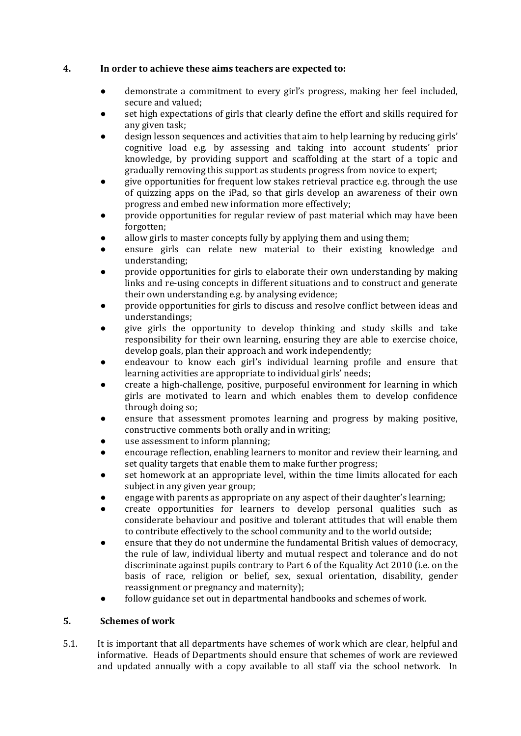## 4. In order to achieve these aims teachers are expected to:

- demonstrate a commitment to every girl's progress, making her feel included, secure and valued;
- set high expectations of girls that clearly define the effort and skills required for any given task;
- design lesson sequences and activities that aim to help learning by reducing girls' cognitive load e.g. by assessing and taking into account students' prior knowledge, by providing support and scaffolding at the start of a topic and gradually removing this support as students progress from novice to expert;
- give opportunities for frequent low stakes retrieval practice e.g. through the use of quizzing apps on the iPad, so that girls develop an awareness of their own progress and embed new information more effectively;
- provide opportunities for regular review of past material which may have been forgotten;
- allow girls to master concepts fully by applying them and using them;
- ensure girls can relate new material to their existing knowledge and understanding;
- provide opportunities for girls to elaborate their own understanding by making links and re-using concepts in different situations and to construct and generate their own understanding e.g. by analysing evidence;
- provide opportunities for girls to discuss and resolve conflict between ideas and understandings;
- give girls the opportunity to develop thinking and study skills and take responsibility for their own learning, ensuring they are able to exercise choice, develop goals, plan their approach and work independently;
- endeavour to know each girl's individual learning profile and ensure that learning activities are appropriate to individual girls' needs;
- create a high-challenge, positive, purposeful environment for learning in which girls are motivated to learn and which enables them to develop confidence through doing so;
- ensure that assessment promotes learning and progress by making positive, constructive comments both orally and in writing;
- use assessment to inform planning;
- encourage reflection, enabling learners to monitor and review their learning, and set quality targets that enable them to make further progress;
- set homework at an appropriate level, within the time limits allocated for each subject in any given year group;
- engage with parents as appropriate on any aspect of their daughter's learning;
- create opportunities for learners to develop personal qualities such as considerate behaviour and positive and tolerant attitudes that will enable them to contribute effectively to the school community and to the world outside;
- ensure that they do not undermine the fundamental British values of democracy, the rule of law, individual liberty and mutual respect and tolerance and do not discriminate against pupils contrary to Part 6 of the Equality Act 2010 (i.e. on the basis of race, religion or belief, sex, sexual orientation, disability, gender reassignment or pregnancy and maternity);
- follow guidance set out in departmental handbooks and schemes of work.

## 5. Schemes of work

5.1. It is important that all departments have schemes of work which are clear, helpful and informative. Heads of Departments should ensure that schemes of work are reviewed and updated annually with a copy available to all staff via the school network. In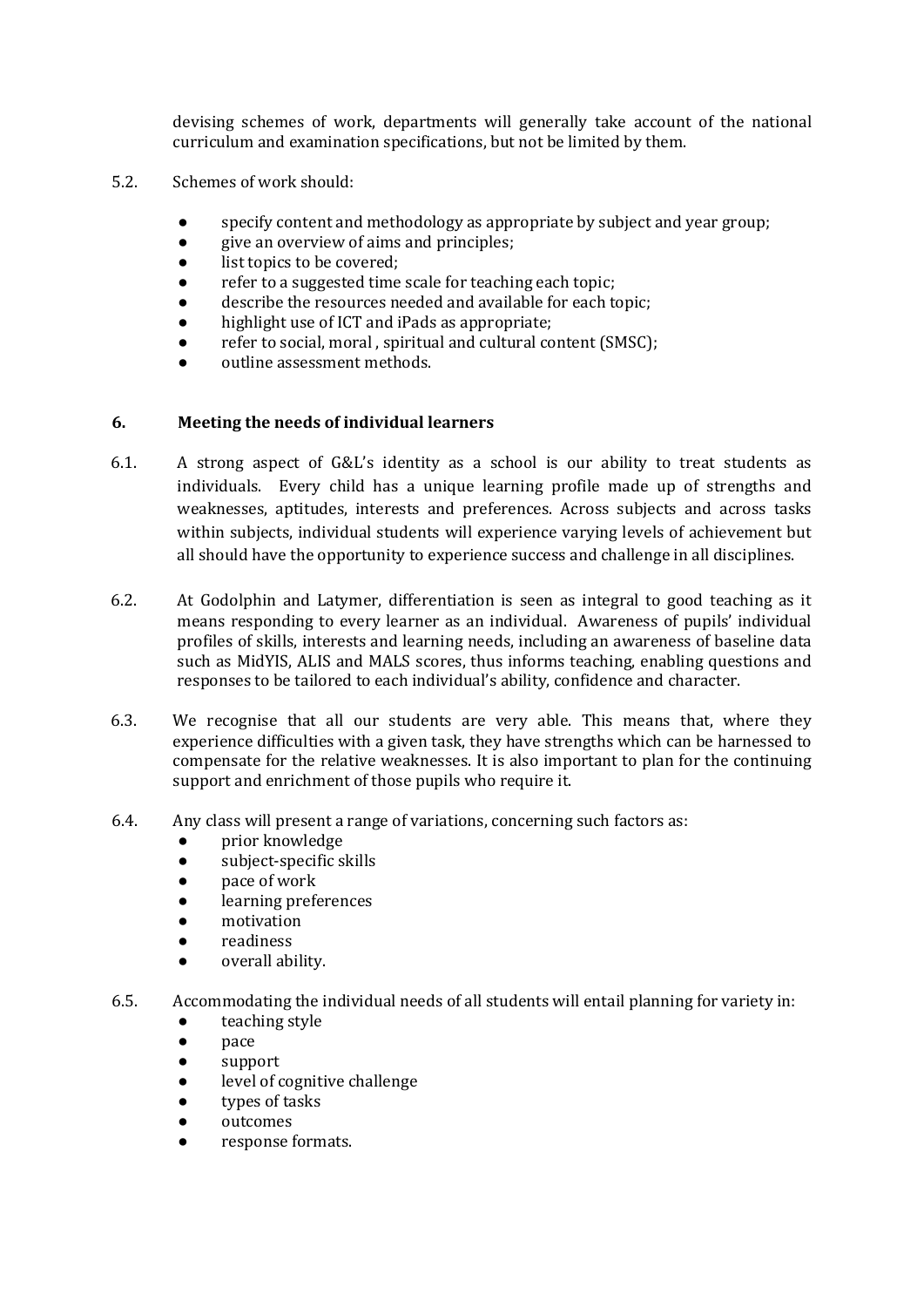devising schemes of work, departments will generally take account of the national curriculum and examination specifications, but not be limited by them.

5.2. Schemes of work should:

- specify content and methodology as appropriate by subject and year group;
- give an overview of aims and principles;
- list topics to be covered;
- refer to a suggested time scale for teaching each topic;
- describe the resources needed and available for each topic;
- highlight use of ICT and iPads as appropriate;
- refer to social, moral , spiritual and cultural content (SMSC);
- outline assessment methods.

## 6. Meeting the needs of individual learners

6.1. A strong aspect of G&L's identity as a school is our ability to treat students as individuals. Every child has a unique learning profile made up of strengths and weaknesses, aptitudes, interests and preferences. Across subjects and across tasks within subjects, individual students will experience varying levels of achievement but all should have the opportunity to experience success and challenge in all disciplines.

6.2. At Godolphin and Latymer, differentiation is seen as integral to good teaching as it means responding to every learner as an individual. Awareness of pupils' individual profiles of skills, interests and learning needs, including an awareness of baseline data such as MidYIS, ALIS and MALS scores, thus informs teaching, enabling questions and responses to be tailored to each individual's ability, confidence and character.

6.3. We recognise that all our students are very able. This means that, where they experience difficulties with a given task, they have strengths which can be harnessed to compensate for the relative weaknesses. It is also important to plan for the continuing support and enrichment of those pupils who require it.

6.4. Any class will present a range of variations, concerning such factors as:

- prior knowledge
- subject-specific skills
- pace of work
- learning preferences
- motivation
- readiness
- overall ability.

6.5. Accommodating the individual needs of all students will entail planning for variety in:

- teaching style
- pace
- support
- level of cognitive challenge
- types of tasks
- outcomes
- response formats.